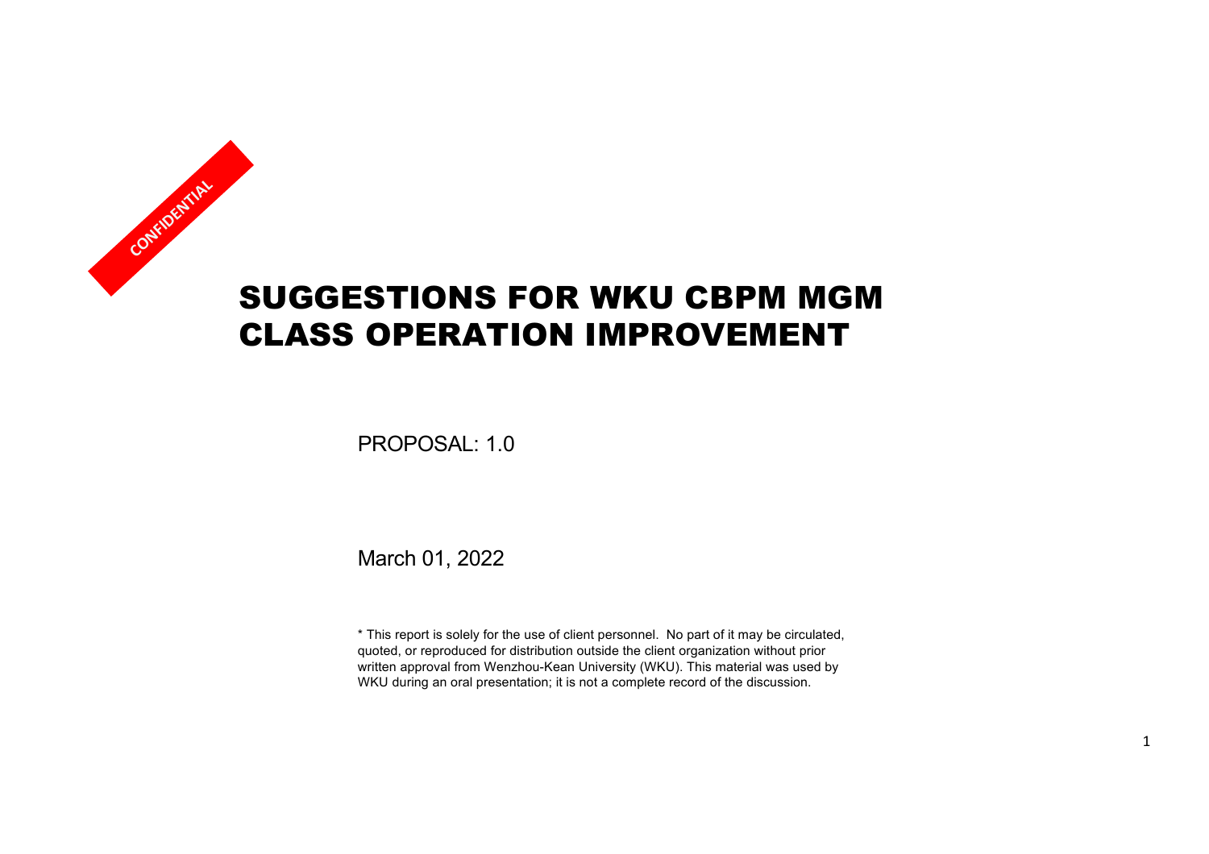CONFIDENTIAL

# SUGGESTIONS FOR WKU CBPM MGM CLASS OPERATION IMPROVEMENT

PROPOSAL: 1.0

March 01, 2022

* This report is solely for the use of client personnel. No part of it may be circulated, quoted, or reproduced for distribution outside the client organization without prior written approval from Wenzhou-Kean University (WKU). This material was used by WKU during an oral presentation; it is not a complete record of the discussion.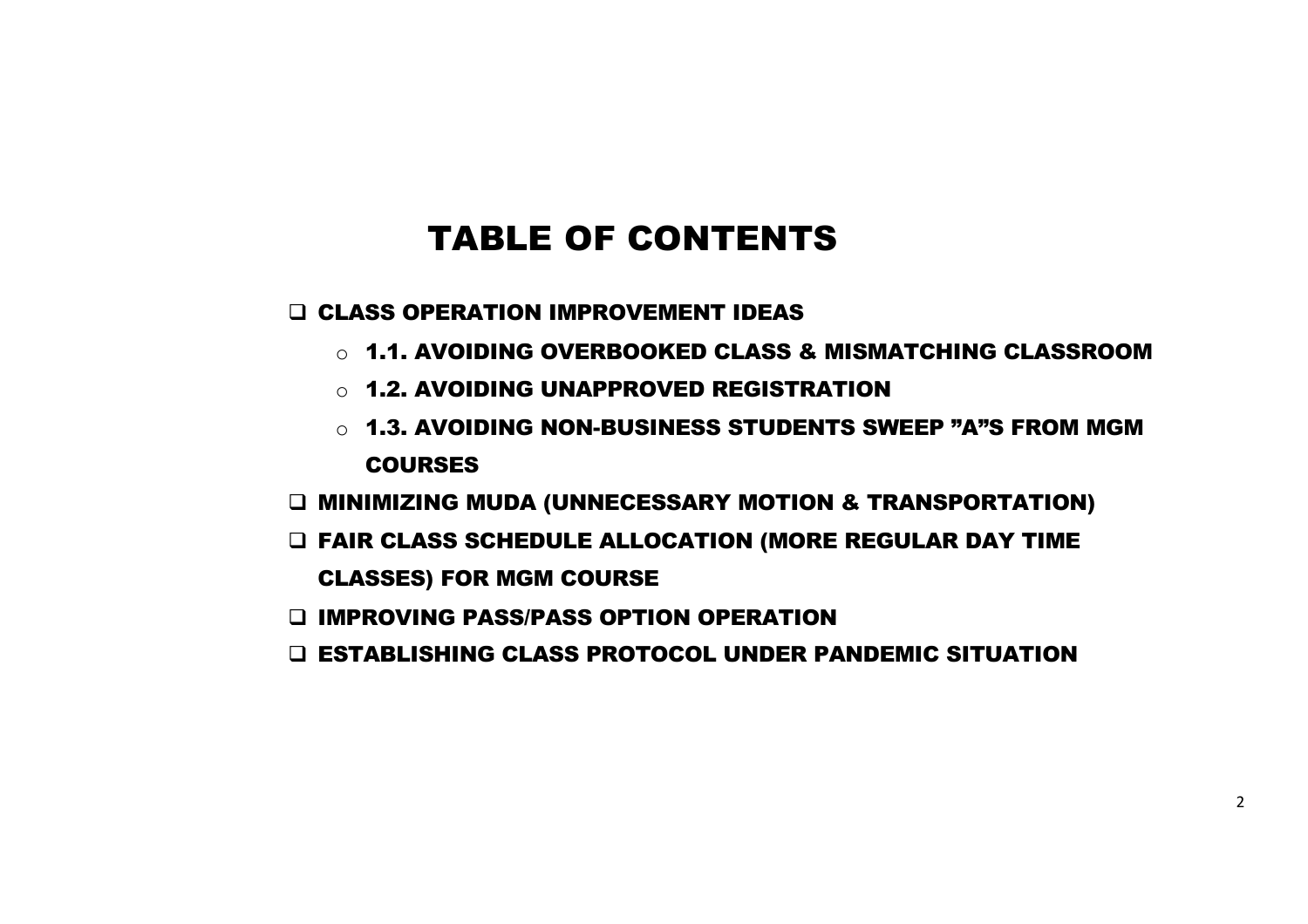# TABLE OF CONTENTS

- **CLASS OPERATION IMPROVEMENT IDEAS**
  - **1.1. AVOIDING OVERBOOKED CLASS & MISMATCHING CLASSROOM**
  - **1.2. AVOIDING UNAPPROVED REGISTRATION**
  - **1.3. AVOIDING NON-BUSINESS STUDENTS SWEEP "A"S FROM MGM COURSES**
- **MINIMIZING MUDA (UNNECESSARY MOTION & TRANSPORTATION)**
- **FAIR CLASS SCHEDULE ALLOCATION (MORE REGULAR DAY TIME CLASSES) FOR MGM COURSE**
- **IMPROVING PASS/PASS OPTION OPERATION**
- **ESTABLISHING CLASS PROTOCOL UNDER PANDEMIC SITUATION**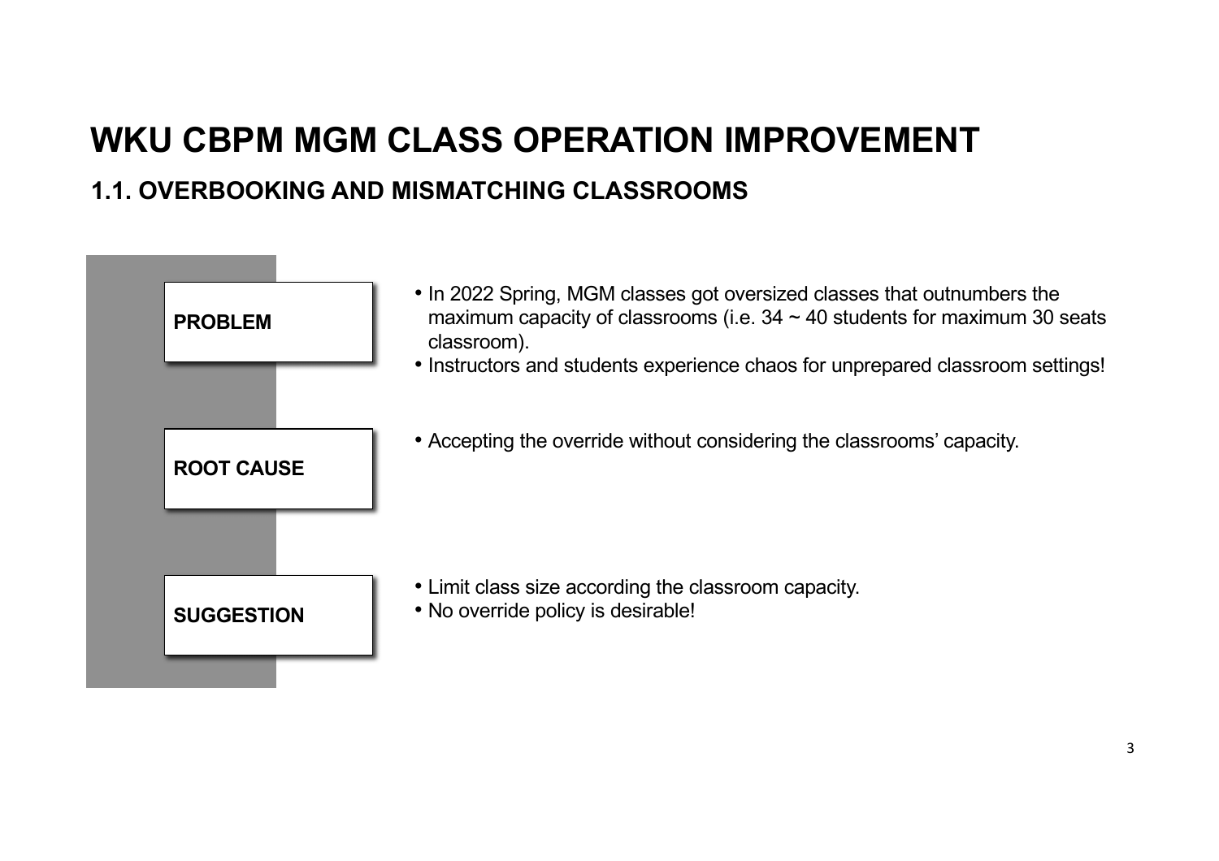# WKU CBPM MGM CLASS OPERATION IMPROVEMENT

## 1.1. OVERBOOKING AND MISMATCHING CLASSROOMS

**PROBLEM**

- In 2022 Spring, MGM classes got oversized classes that outnumbers the maximum capacity of classrooms (i.e. 34 ~ 40 students for maximum 30 seats classroom).
- Instructors and students experience chaos for unprepared classroom settings!

**ROOT CAUSE**

- Accepting the override without considering the classrooms' capacity.

**SUGGESTION**

- Limit class size according the classroom capacity.
- No override policy is desirable!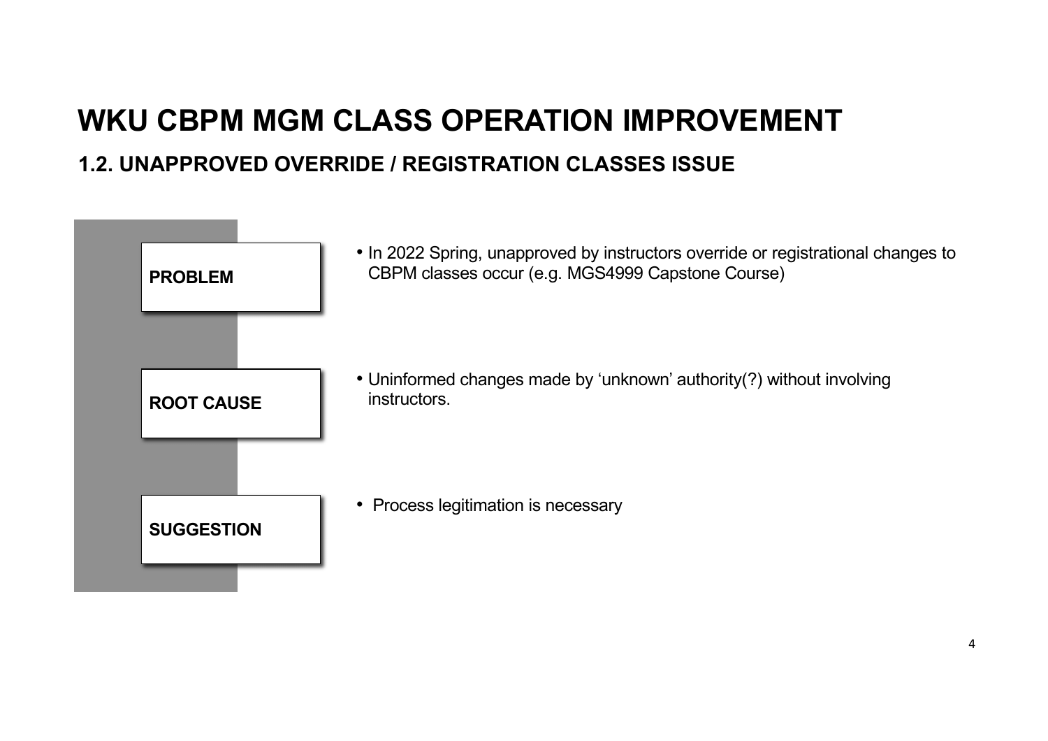# WKU CBPM MGM CLASS OPERATION IMPROVEMENT

## 1.2. UNAPPROVED OVERRIDE / REGISTRATION CLASSES ISSUE

**PROBLEM**

- In 2022 Spring, unapproved by instructors override or registrational changes to CBPM classes occur (e.g. MGS4999 Capstone Course)

**ROOT CAUSE**

- Uninformed changes made by 'unknown' authority(?) without involving instructors.

**SUGGESTION**

- Process legitimation is necessary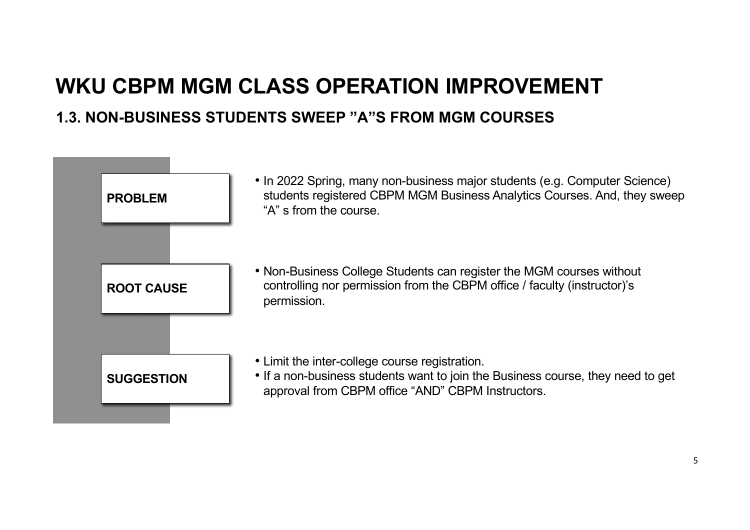# WKU CBPM MGM CLASS OPERATION IMPROVEMENT

## 1.3. NON-BUSINESS STUDENTS SWEEP "A"S FROM MGM COURSES

**PROBLEM**

- In 2022 Spring, many non-business major students (e.g. Computer Science) students registered CBPM MGM Business Analytics Courses. And, they sweep "A" s from the course.

**ROOT CAUSE**

- Non-Business College Students can register the MGM courses without controlling nor permission from the CBPM office / faculty (instructor)'s permission.

**SUGGESTION**

- Limit the inter-college course registration.
- If a non-business students want to join the Business course, they need to get approval from CBPM office "AND" CBPM Instructors.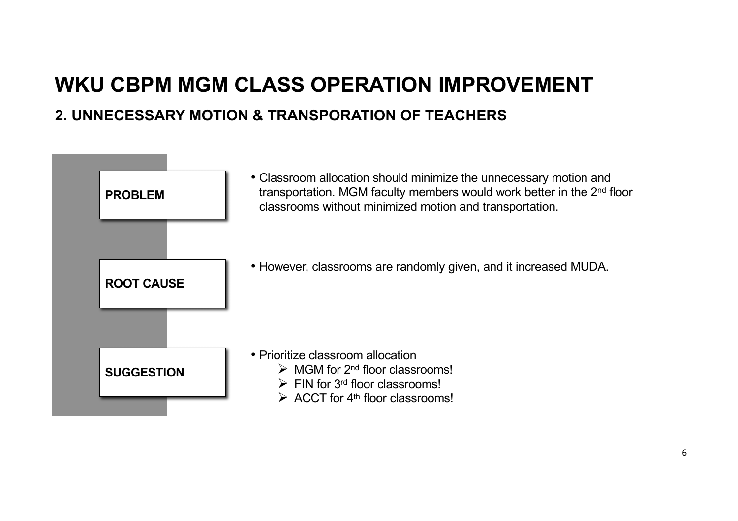# WKU CBPM MGM CLASS OPERATION IMPROVEMENT

## 2. UNNECESSARY MOTION & TRANSPORATION OF TEACHERS

**PROBLEM**

- Classroom allocation should minimize the unnecessary motion and transportation. MGM faculty members would work better in the 2nd floor classrooms without minimized motion and transportation.

**ROOT CAUSE**

- However, classrooms are randomly given, and it increased MUDA.

**SUGGESTION**

- Prioritize classroom allocation
  - ➢ MGM for 2nd floor classrooms!
  - ➢ FIN for 3rd floor classrooms!
  - ➢ ACCT for 4th floor classrooms!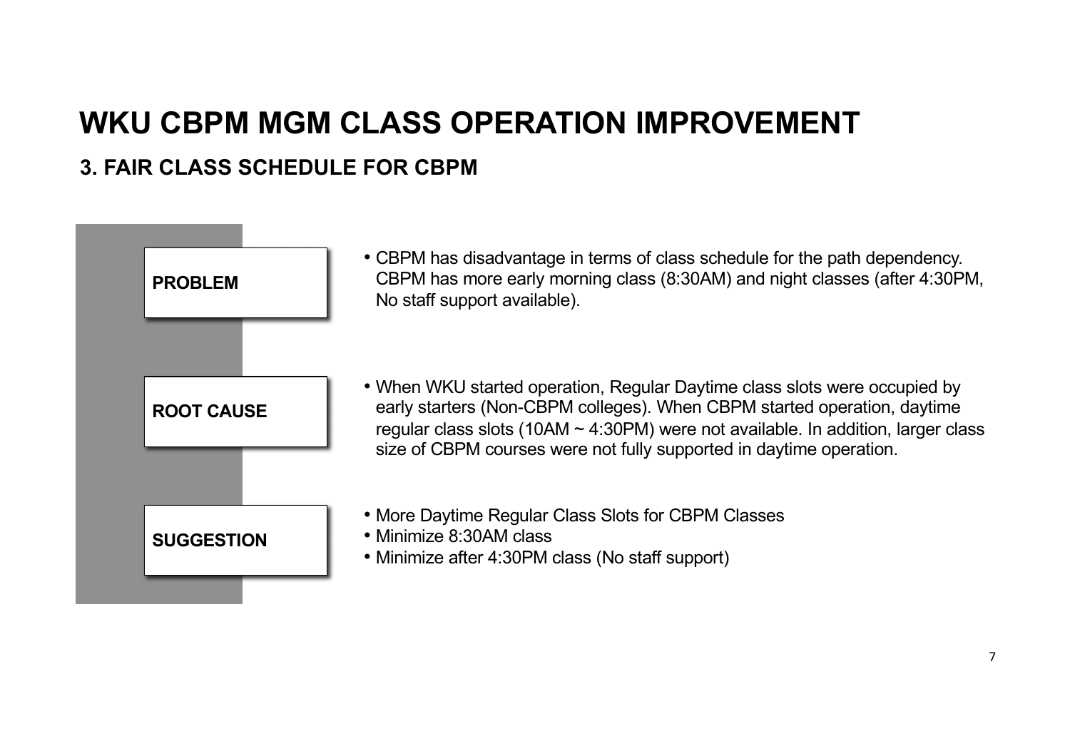# WKU CBPM MGM CLASS OPERATION IMPROVEMENT

## 3. FAIR CLASS SCHEDULE FOR CBPM

**PROBLEM**

- CBPM has disadvantage in terms of class schedule for the path dependency. CBPM has more early morning class (8:30AM) and night classes (after 4:30PM, No staff support available).

**ROOT CAUSE**

- When WKU started operation, Regular Daytime class slots were occupied by early starters (Non-CBPM colleges). When CBPM started operation, daytime regular class slots (10AM ~ 4:30PM) were not available. In addition, larger class size of CBPM courses were not fully supported in daytime operation.

**SUGGESTION**

- More Daytime Regular Class Slots for CBPM Classes
- Minimize 8:30AM class
- Minimize after 4:30PM class (No staff support)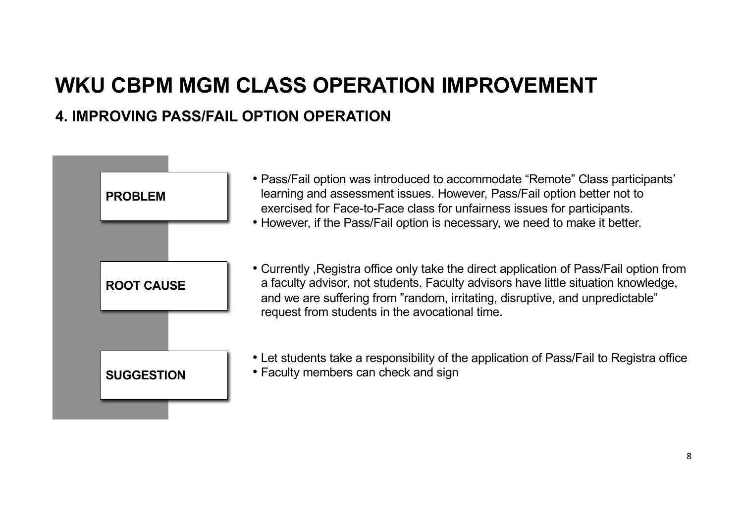# WKU CBPM MGM CLASS OPERATION IMPROVEMENT

## 4. IMPROVING PASS/FAIL OPTION OPERATION

**PROBLEM**

- Pass/Fail option was introduced to accommodate "Remote" Class participants' learning and assessment issues. However, Pass/Fail option better not to exercised for Face-to-Face class for unfairness issues for participants.
- However, if the Pass/Fail option is necessary, we need to make it better.

**ROOT CAUSE**

- Currently ,Registra office only take the direct application of Pass/Fail option from a faculty advisor, not students. Faculty advisors have little situation knowledge, and we are suffering from "random, irritating, disruptive, and unpredictable" request from students in the avocational time.

**SUGGESTION**

- Let students take a responsibility of the application of Pass/Fail to Registra office
- Faculty members can check and sign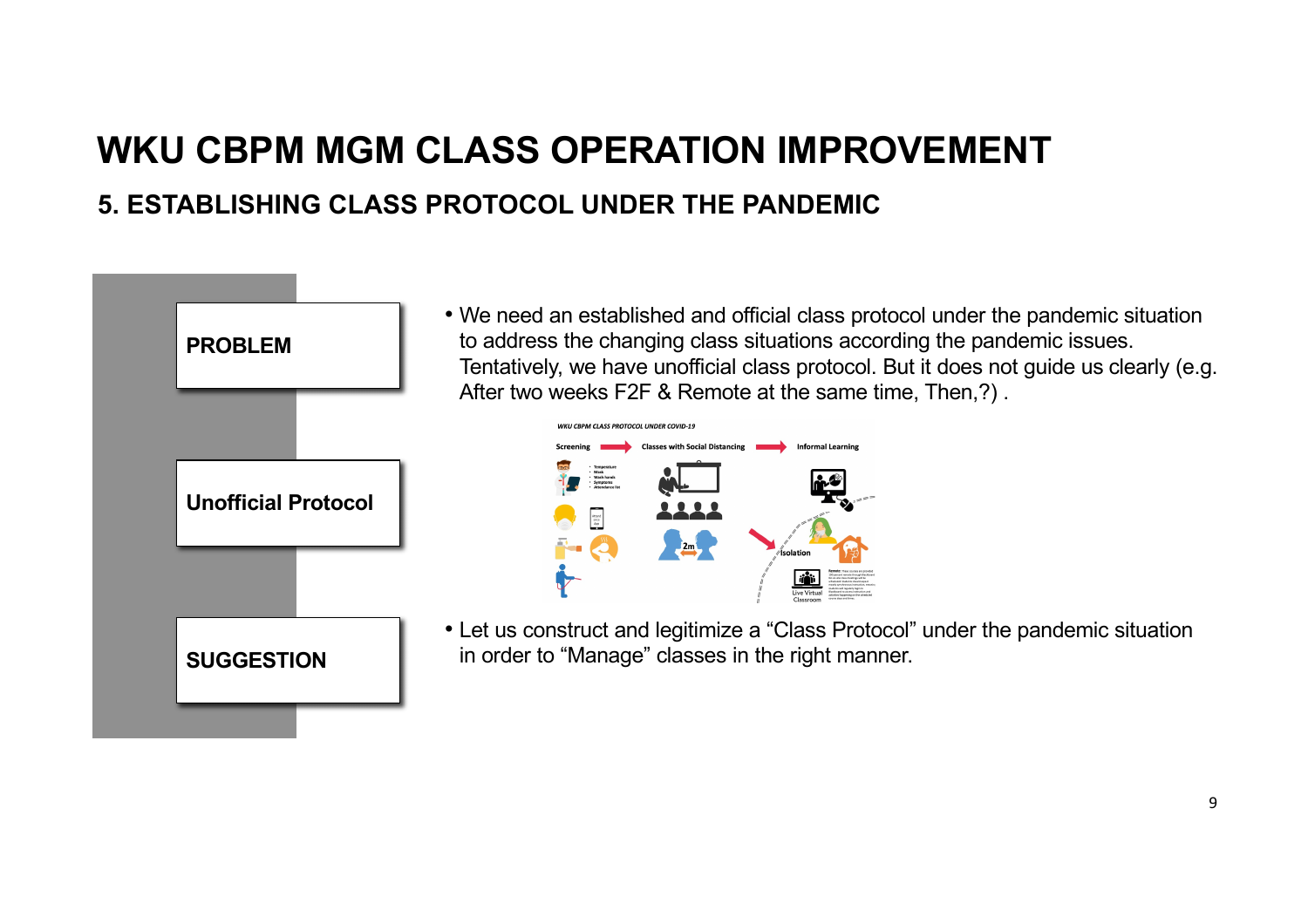# WKU CBPM MGM CLASS OPERATION IMPROVEMENT

## 5. ESTABLISHING CLASS PROTOCOL UNDER THE PANDEMIC

**PROBLEM**

- We need an established and official class protocol under the pandemic situation to address the changing class situations according the pandemic issues. Tentatively, we have unofficial class protocol. But it does not guide us clearly (e.g. After two weeks F2F & Remote at the same time, Then,?) .

**Unofficial Protocol**

**SUGGESTION**

- Let us construct and legitimize a “Class Protocol” under the pandemic situation in order to “Manage” classes in the right manner.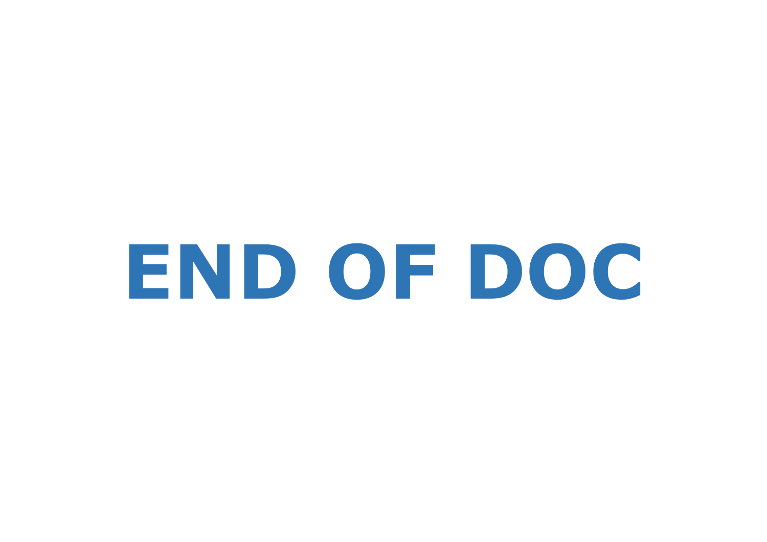# END OF DOC